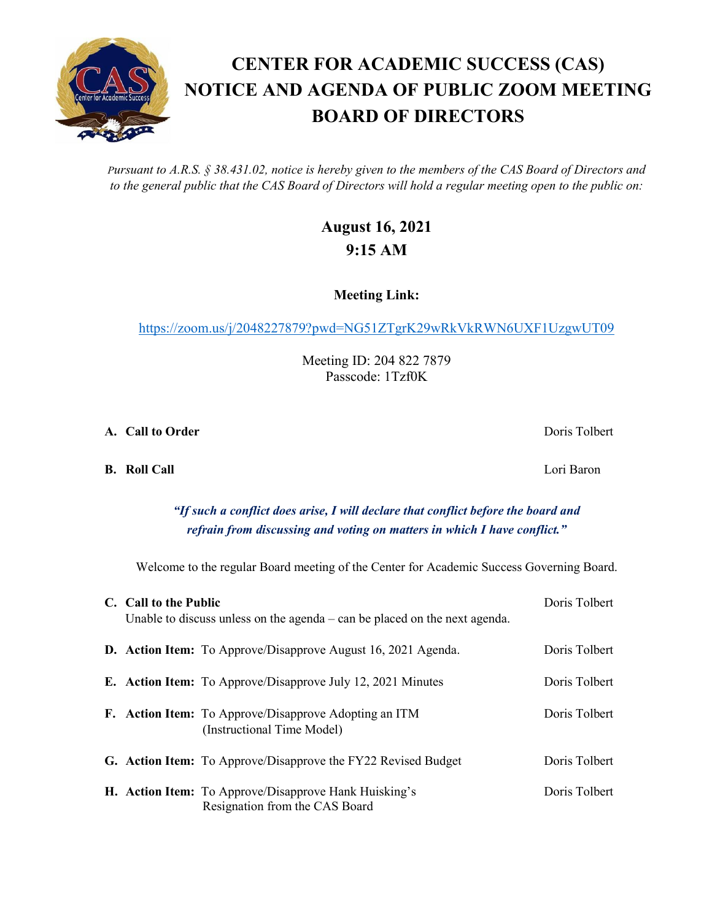# CENTER FOR ACADEMIC SUCCESS (CAS) NOTICE AND AGENDA OF PUBLIC ZOOM MEETING BOARD OF DIRECTORS

*Pursuant to A.R.S. § 38.431.02, notice is hereby given to the members of the CAS Board of Directors and to the general public that the CAS Board of Directors will hold a regular meeting open to the public on:*

**August 16, 2021**
**9:15 AM**

**Meeting Link:**

https://zoom.us/j/2048227879?pwd=NG51ZTgrK29wRkVkRWN6UXF1UzgwUT09

Meeting ID: 204 822 7879
Passcode: 1Tzf0K

**A. Call to Order** — Doris Tolbert

**B. Roll Call** — Lori Baron

***"If such a conflict does arise, I will declare that conflict before the board and refrain from discussing and voting on matters in which I have conflict."***

Welcome to the regular Board meeting of the Center for Academic Success Governing Board.

**C. Call to the Public** — Doris Tolbert
Unable to discuss unless on the agenda – can be placed on the next agenda.

**D. Action Item:** To Approve/Disapprove August 16, 2021 Agenda. — Doris Tolbert

**E. Action Item:** To Approve/Disapprove July 12, 2021 Minutes — Doris Tolbert

**F. Action Item:** To Approve/Disapprove Adopting an ITM (Instructional Time Model) — Doris Tolbert

**G. Action Item:** To Approve/Disapprove the FY22 Revised Budget — Doris Tolbert

**H. Action Item:** To Approve/Disapprove Hank Huisking's Resignation from the CAS Board — Doris Tolbert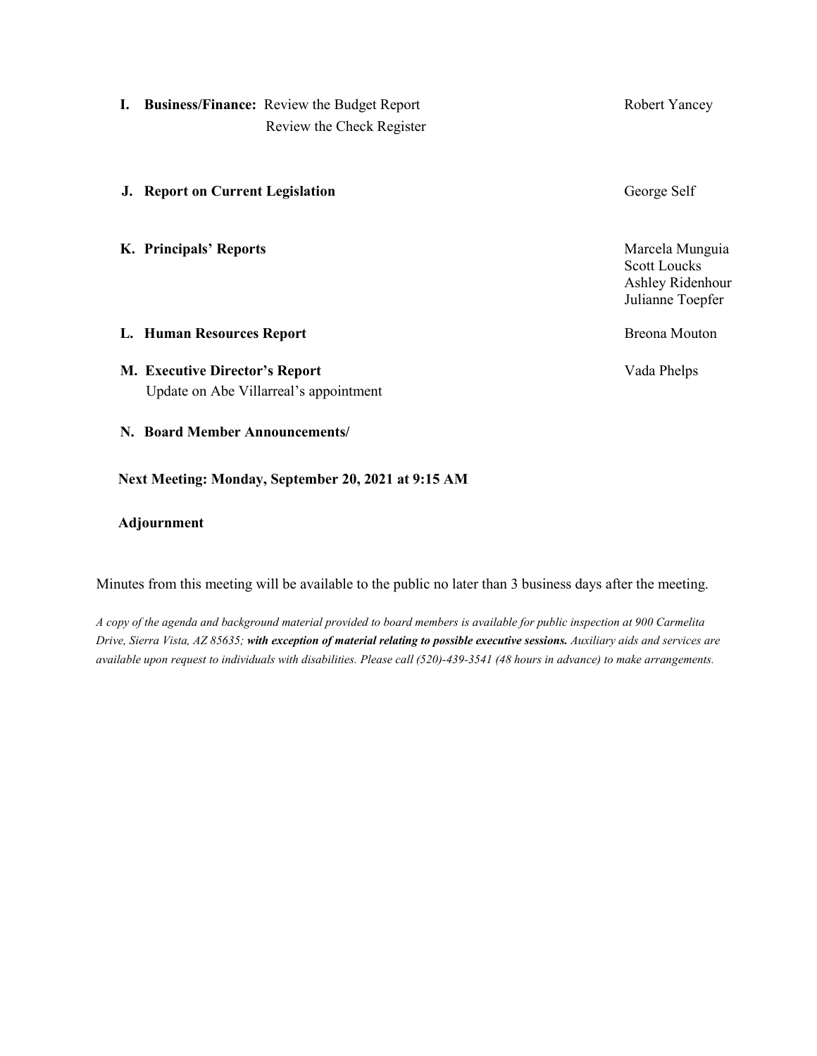**I. Business/Finance:** Review the Budget Report — Robert Yancey
Review the Check Register

**J. Report on Current Legislation** — George Self

**K. Principals' Reports** — Marcela Munguia, Scott Loucks, Ashley Ridenhour, Julianne Toepfer

**L. Human Resources Report** — Breona Mouton

**M. Executive Director's Report** — Vada Phelps
Update on Abe Villarreal's appointment

**N. Board Member Announcements/**

**Next Meeting: Monday, September 20, 2021 at 9:15 AM**

**Adjournment**

Minutes from this meeting will be available to the public no later than 3 business days after the meeting.

*A copy of the agenda and background material provided to board members is available for public inspection at 900 Carmelita Drive, Sierra Vista, AZ 85635;* ***with exception of material relating to possible executive sessions.*** *Auxiliary aids and services are available upon request to individuals with disabilities. Please call (520)-439-3541 (48 hours in advance) to make arrangements.*